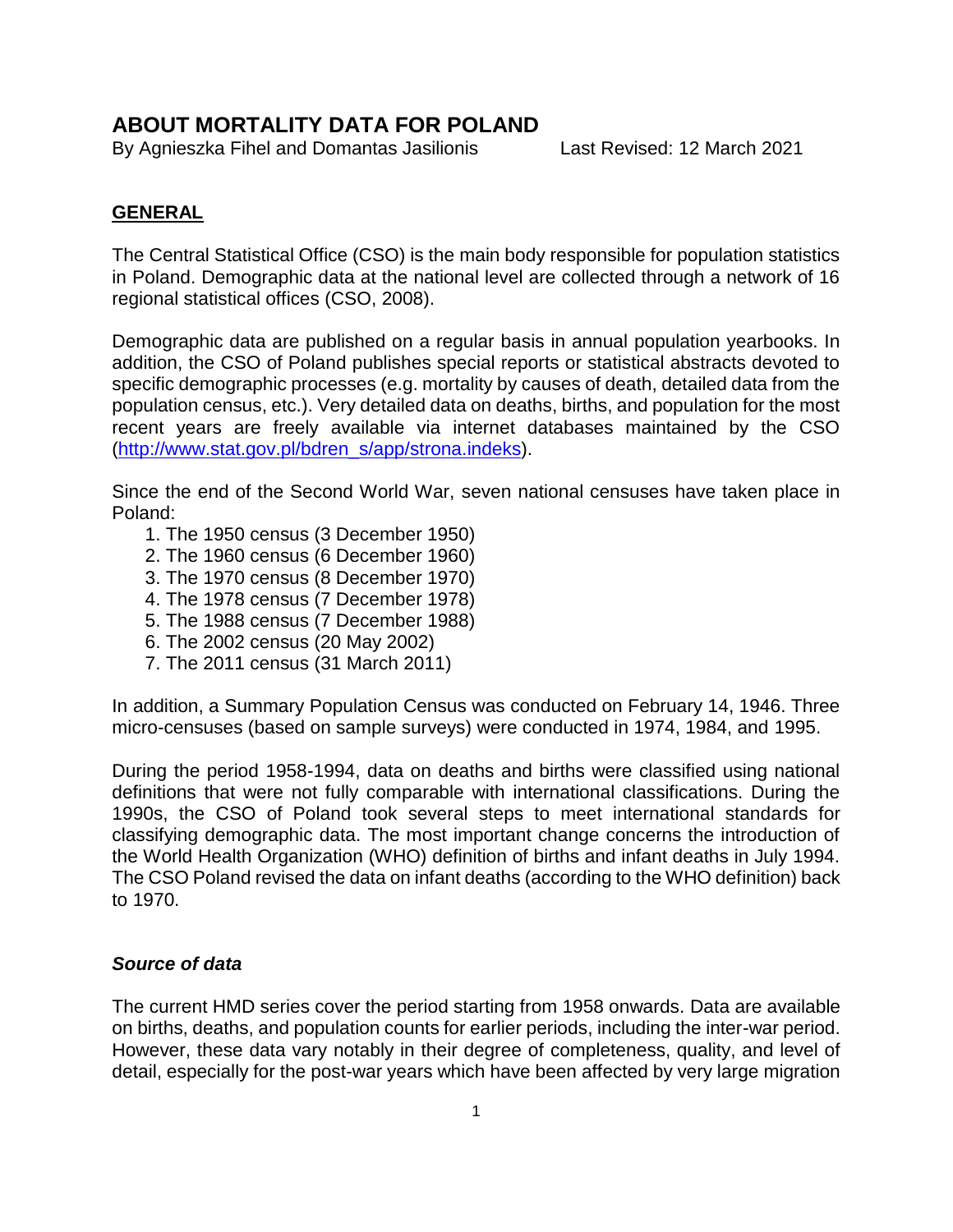# ABOUT MORTALITY DATA FOR POLAND

By Agnieszka Fihel and Domantas Jasilionis    Last Revised: 12 March 2021

## GENERAL

The Central Statistical Office (CSO) is the main body responsible for population statistics in Poland. Demographic data at the national level are collected through a network of 16 regional statistical offices (CSO, 2008).

Demographic data are published on a regular basis in annual population yearbooks. In addition, the CSO of Poland publishes special reports or statistical abstracts devoted to specific demographic processes (e.g. mortality by causes of death, detailed data from the population census, etc.). Very detailed data on deaths, births, and population for the most recent years are freely available via internet databases maintained by the CSO (http://www.stat.gov.pl/bdren_s/app/strona.indeks).

Since the end of the Second World War, seven national censuses have taken place in Poland:

1. The 1950 census (3 December 1950)
2. The 1960 census (6 December 1960)
3. The 1970 census (8 December 1970)
4. The 1978 census (7 December 1978)
5. The 1988 census (7 December 1988)
6. The 2002 census (20 May 2002)
7. The 2011 census (31 March 2011)

In addition, a Summary Population Census was conducted on February 14, 1946. Three micro-censuses (based on sample surveys) were conducted in 1974, 1984, and 1995.

During the period 1958-1994, data on deaths and births were classified using national definitions that were not fully comparable with international classifications. During the 1990s, the CSO of Poland took several steps to meet international standards for classifying demographic data. The most important change concerns the introduction of the World Health Organization (WHO) definition of births and infant deaths in July 1994. The CSO Poland revised the data on infant deaths (according to the WHO definition) back to 1970.

### *Source of data*

The current HMD series cover the period starting from 1958 onwards. Data are available on births, deaths, and population counts for earlier periods, including the inter-war period. However, these data vary notably in their degree of completeness, quality, and level of detail, especially for the post-war years which have been affected by very large migration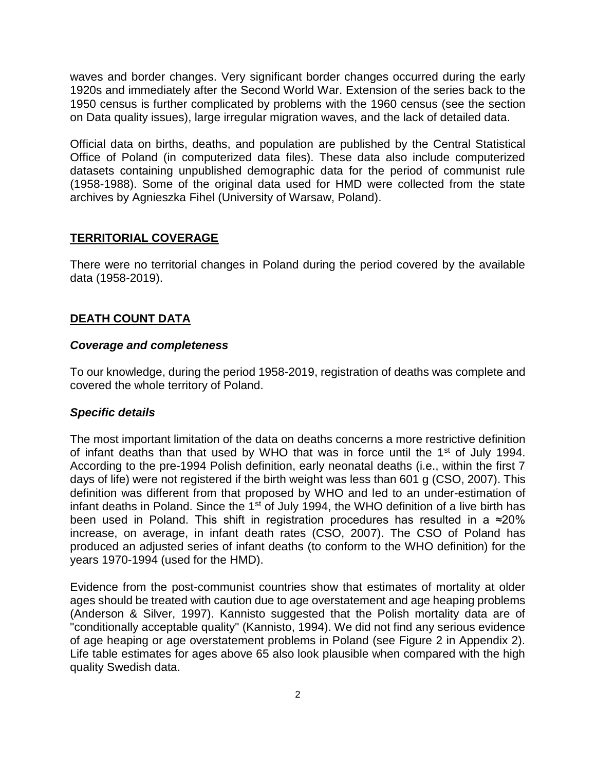waves and border changes. Very significant border changes occurred during the early 1920s and immediately after the Second World War. Extension of the series back to the 1950 census is further complicated by problems with the 1960 census (see the section on Data quality issues), large irregular migration waves, and the lack of detailed data.

Official data on births, deaths, and population are published by the Central Statistical Office of Poland (in computerized data files). These data also include computerized datasets containing unpublished demographic data for the period of communist rule (1958-1988). Some of the original data used for HMD were collected from the state archives by Agnieszka Fihel (University of Warsaw, Poland).

## TERRITORIAL COVERAGE

There were no territorial changes in Poland during the period covered by the available data (1958-2019).

## DEATH COUNT DATA

### *Coverage and completeness*

To our knowledge, during the period 1958-2019, registration of deaths was complete and covered the whole territory of Poland.

### *Specific details*

The most important limitation of the data on deaths concerns a more restrictive definition of infant deaths than that used by WHO that was in force until the 1st of July 1994. According to the pre-1994 Polish definition, early neonatal deaths (i.e., within the first 7 days of life) were not registered if the birth weight was less than 601 g (CSO, 2007). This definition was different from that proposed by WHO and led to an under-estimation of infant deaths in Poland. Since the 1st of July 1994, the WHO definition of a live birth has been used in Poland. This shift in registration procedures has resulted in a ≈20% increase, on average, in infant death rates (CSO, 2007). The CSO of Poland has produced an adjusted series of infant deaths (to conform to the WHO definition) for the years 1970-1994 (used for the HMD).

Evidence from the post-communist countries show that estimates of mortality at older ages should be treated with caution due to age overstatement and age heaping problems (Anderson & Silver, 1997). Kannisto suggested that the Polish mortality data are of "conditionally acceptable quality" (Kannisto, 1994). We did not find any serious evidence of age heaping or age overstatement problems in Poland (see Figure 2 in Appendix 2). Life table estimates for ages above 65 also look plausible when compared with the high quality Swedish data.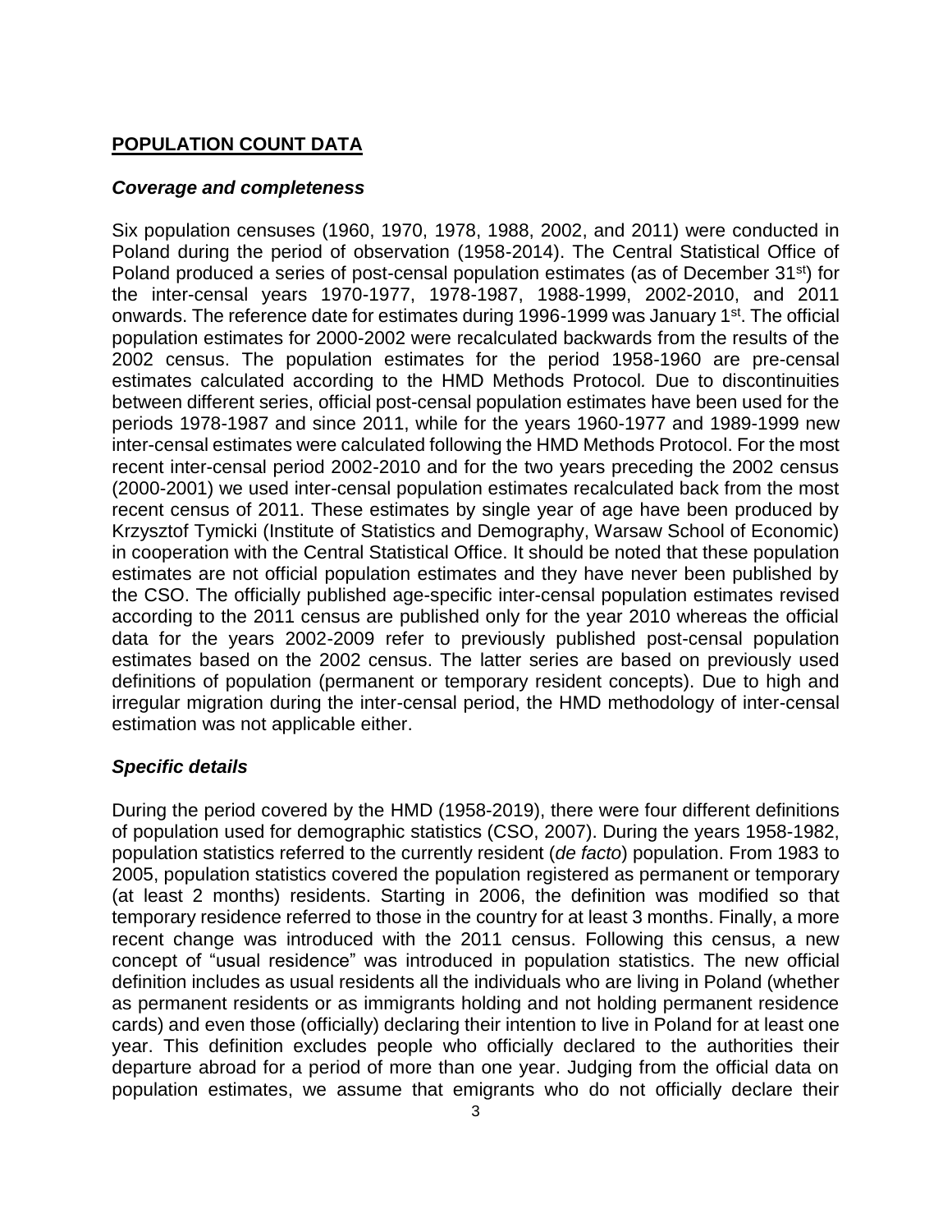## POPULATION COUNT DATA

### *Coverage and completeness*

Six population censuses (1960, 1970, 1978, 1988, 2002, and 2011) were conducted in Poland during the period of observation (1958-2014). The Central Statistical Office of Poland produced a series of post-censal population estimates (as of December 31st) for the inter-censal years 1970-1977, 1978-1987, 1988-1999, 2002-2010, and 2011 onwards. The reference date for estimates during 1996-1999 was January 1st. The official population estimates for 2000-2002 were recalculated backwards from the results of the 2002 census. The population estimates for the period 1958-1960 are pre-censal estimates calculated according to the HMD Methods Protocol. Due to discontinuities between different series, official post-censal population estimates have been used for the periods 1978-1987 and since 2011, while for the years 1960-1977 and 1989-1999 new inter-censal estimates were calculated following the HMD Methods Protocol. For the most recent inter-censal period 2002-2010 and for the two years preceding the 2002 census (2000-2001) we used inter-censal population estimates recalculated back from the most recent census of 2011. These estimates by single year of age have been produced by Krzysztof Tymicki (Institute of Statistics and Demography, Warsaw School of Economic) in cooperation with the Central Statistical Office. It should be noted that these population estimates are not official population estimates and they have never been published by the CSO. The officially published age-specific inter-censal population estimates revised according to the 2011 census are published only for the year 2010 whereas the official data for the years 2002-2009 refer to previously published post-censal population estimates based on the 2002 census. The latter series are based on previously used definitions of population (permanent or temporary resident concepts). Due to high and irregular migration during the inter-censal period, the HMD methodology of inter-censal estimation was not applicable either.

### *Specific details*

During the period covered by the HMD (1958-2019), there were four different definitions of population used for demographic statistics (CSO, 2007). During the years 1958-1982, population statistics referred to the currently resident (*de facto*) population. From 1983 to 2005, population statistics covered the population registered as permanent or temporary (at least 2 months) residents. Starting in 2006, the definition was modified so that temporary residence referred to those in the country for at least 3 months. Finally, a more recent change was introduced with the 2011 census. Following this census, a new concept of "usual residence" was introduced in population statistics. The new official definition includes as usual residents all the individuals who are living in Poland (whether as permanent residents or as immigrants holding and not holding permanent residence cards) and even those (officially) declaring their intention to live in Poland for at least one year. This definition excludes people who officially declared to the authorities their departure abroad for a period of more than one year. Judging from the official data on population estimates, we assume that emigrants who do not officially declare their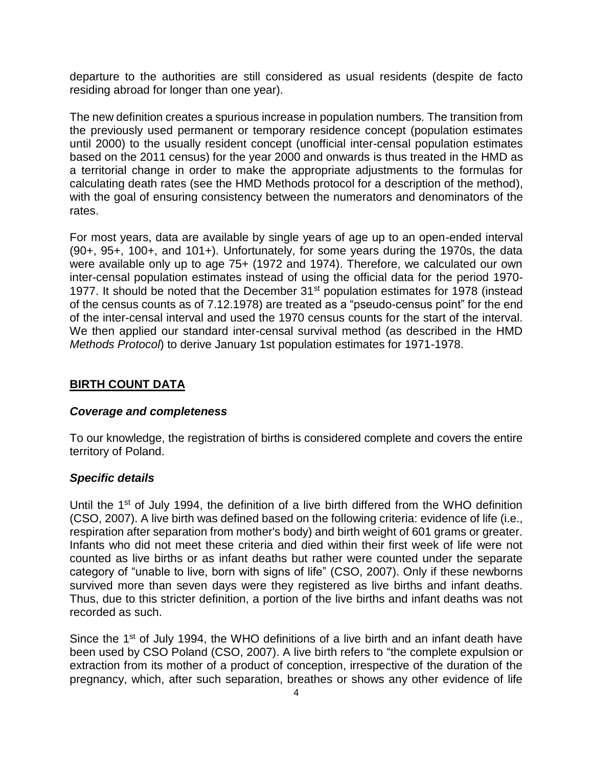departure to the authorities are still considered as usual residents (despite de facto residing abroad for longer than one year).

The new definition creates a spurious increase in population numbers. The transition from the previously used permanent or temporary residence concept (population estimates until 2000) to the usually resident concept (unofficial inter-censal population estimates based on the 2011 census) for the year 2000 and onwards is thus treated in the HMD as a territorial change in order to make the appropriate adjustments to the formulas for calculating death rates (see the HMD Methods protocol for a description of the method), with the goal of ensuring consistency between the numerators and denominators of the rates.

For most years, data are available by single years of age up to an open-ended interval (90+, 95+, 100+, and 101+). Unfortunately, for some years during the 1970s, the data were available only up to age 75+ (1972 and 1974). Therefore, we calculated our own inter-censal population estimates instead of using the official data for the period 1970-1977. It should be noted that the December 31st population estimates for 1978 (instead of the census counts as of 7.12.1978) are treated as a "pseudo-census point" for the end of the inter-censal interval and used the 1970 census counts for the start of the interval. We then applied our standard inter-censal survival method (as described in the HMD *Methods Protocol*) to derive January 1st population estimates for 1971-1978.

## BIRTH COUNT DATA

### *Coverage and completeness*

To our knowledge, the registration of births is considered complete and covers the entire territory of Poland.

### *Specific details*

Until the 1st of July 1994, the definition of a live birth differed from the WHO definition (CSO, 2007). A live birth was defined based on the following criteria: evidence of life (i.e., respiration after separation from mother's body) and birth weight of 601 grams or greater. Infants who did not meet these criteria and died within their first week of life were not counted as live births or as infant deaths but rather were counted under the separate category of "unable to live, born with signs of life" (CSO, 2007). Only if these newborns survived more than seven days were they registered as live births and infant deaths. Thus, due to this stricter definition, a portion of the live births and infant deaths was not recorded as such.

Since the 1st of July 1994, the WHO definitions of a live birth and an infant death have been used by CSO Poland (CSO, 2007). A live birth refers to "the complete expulsion or extraction from its mother of a product of conception, irrespective of the duration of the pregnancy, which, after such separation, breathes or shows any other evidence of life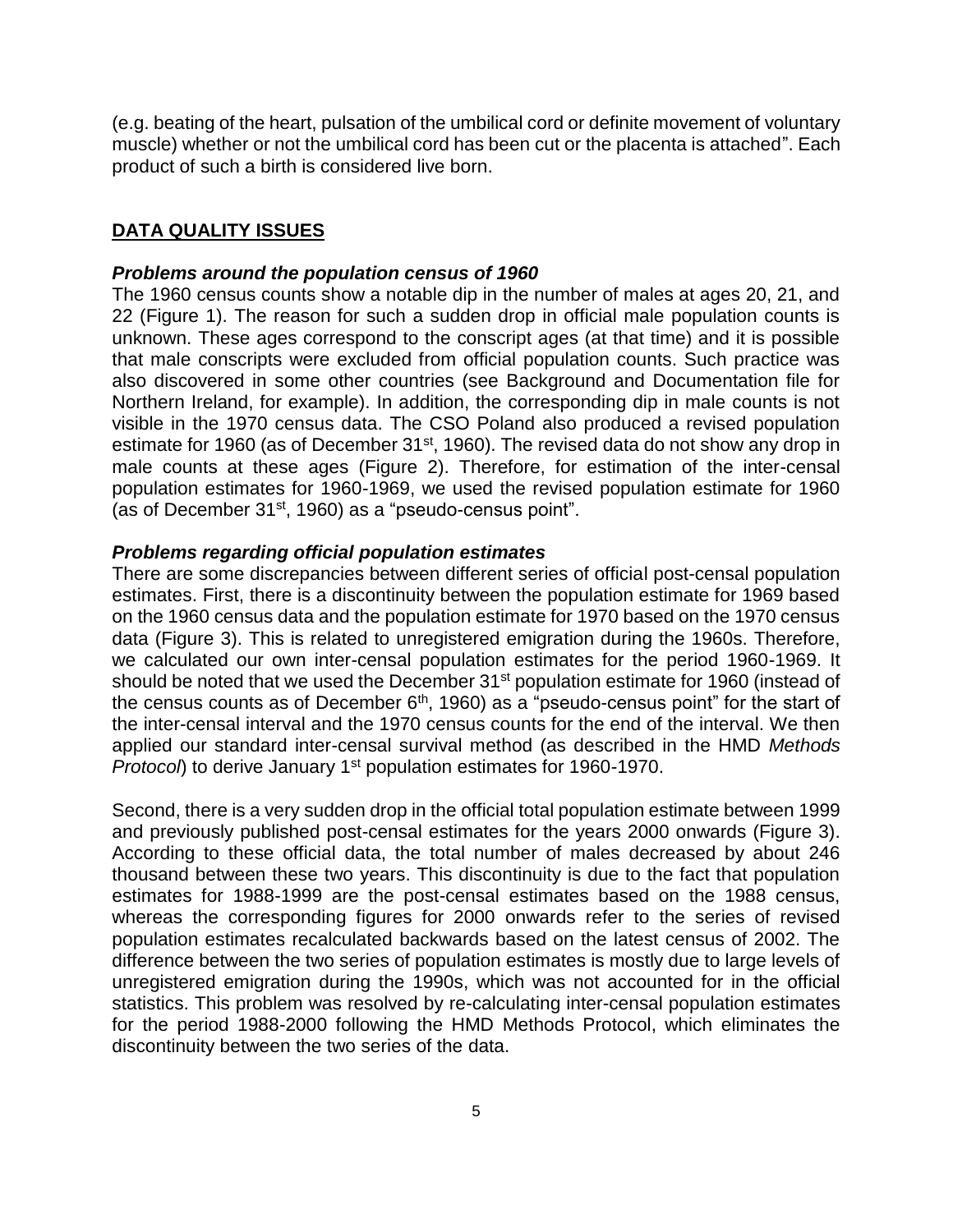(e.g. beating of the heart, pulsation of the umbilical cord or definite movement of voluntary muscle) whether or not the umbilical cord has been cut or the placenta is attached". Each product of such a birth is considered live born.

## DATA QUALITY ISSUES

### *Problems around the population census of 1960*

The 1960 census counts show a notable dip in the number of males at ages 20, 21, and 22 (Figure 1). The reason for such a sudden drop in official male population counts is unknown. These ages correspond to the conscript ages (at that time) and it is possible that male conscripts were excluded from official population counts. Such practice was also discovered in some other countries (see Background and Documentation file for Northern Ireland, for example). In addition, the corresponding dip in male counts is not visible in the 1970 census data. The CSO Poland also produced a revised population estimate for 1960 (as of December 31st, 1960). The revised data do not show any drop in male counts at these ages (Figure 2). Therefore, for estimation of the inter-censal population estimates for 1960-1969, we used the revised population estimate for 1960 (as of December 31st, 1960) as a "pseudo-census point".

### *Problems regarding official population estimates*

There are some discrepancies between different series of official post-censal population estimates. First, there is a discontinuity between the population estimate for 1969 based on the 1960 census data and the population estimate for 1970 based on the 1970 census data (Figure 3). This is related to unregistered emigration during the 1960s. Therefore, we calculated our own inter-censal population estimates for the period 1960-1969. It should be noted that we used the December 31st population estimate for 1960 (instead of the census counts as of December 6th, 1960) as a "pseudo-census point" for the start of the inter-censal interval and the 1970 census counts for the end of the interval. We then applied our standard inter-censal survival method (as described in the HMD *Methods Protocol*) to derive January 1st population estimates for 1960-1970.

Second, there is a very sudden drop in the official total population estimate between 1999 and previously published post-censal estimates for the years 2000 onwards (Figure 3). According to these official data, the total number of males decreased by about 246 thousand between these two years. This discontinuity is due to the fact that population estimates for 1988-1999 are the post-censal estimates based on the 1988 census, whereas the corresponding figures for 2000 onwards refer to the series of revised population estimates recalculated backwards based on the latest census of 2002. The difference between the two series of population estimates is mostly due to large levels of unregistered emigration during the 1990s, which was not accounted for in the official statistics. This problem was resolved by re-calculating inter-censal population estimates for the period 1988-2000 following the HMD Methods Protocol, which eliminates the discontinuity between the two series of the data.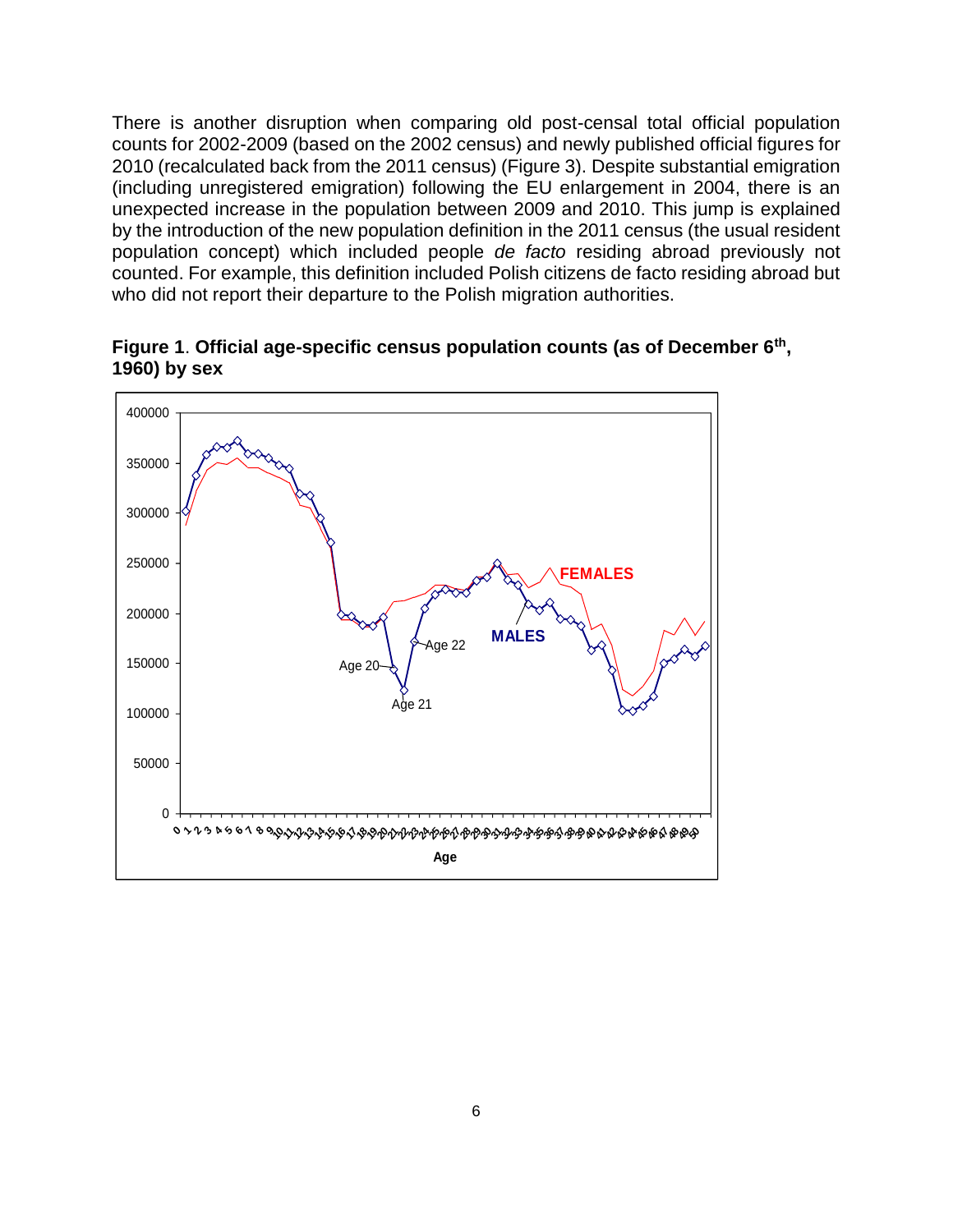There is another disruption when comparing old post-censal total official population counts for 2002-2009 (based on the 2002 census) and newly published official figures for 2010 (recalculated back from the 2011 census) (Figure 3). Despite substantial emigration (including unregistered emigration) following the EU enlargement in 2004, there is an unexpected increase in the population between 2009 and 2010. This jump is explained by the introduction of the new population definition in the 2011 census (the usual resident population concept) which included people *de facto* residing abroad previously not counted. For example, this definition included Polish citizens de facto residing abroad but who did not report their departure to the Polish migration authorities.

**Figure 1**. **Official age-specific census population counts (as of December 6th, 1960) by sex**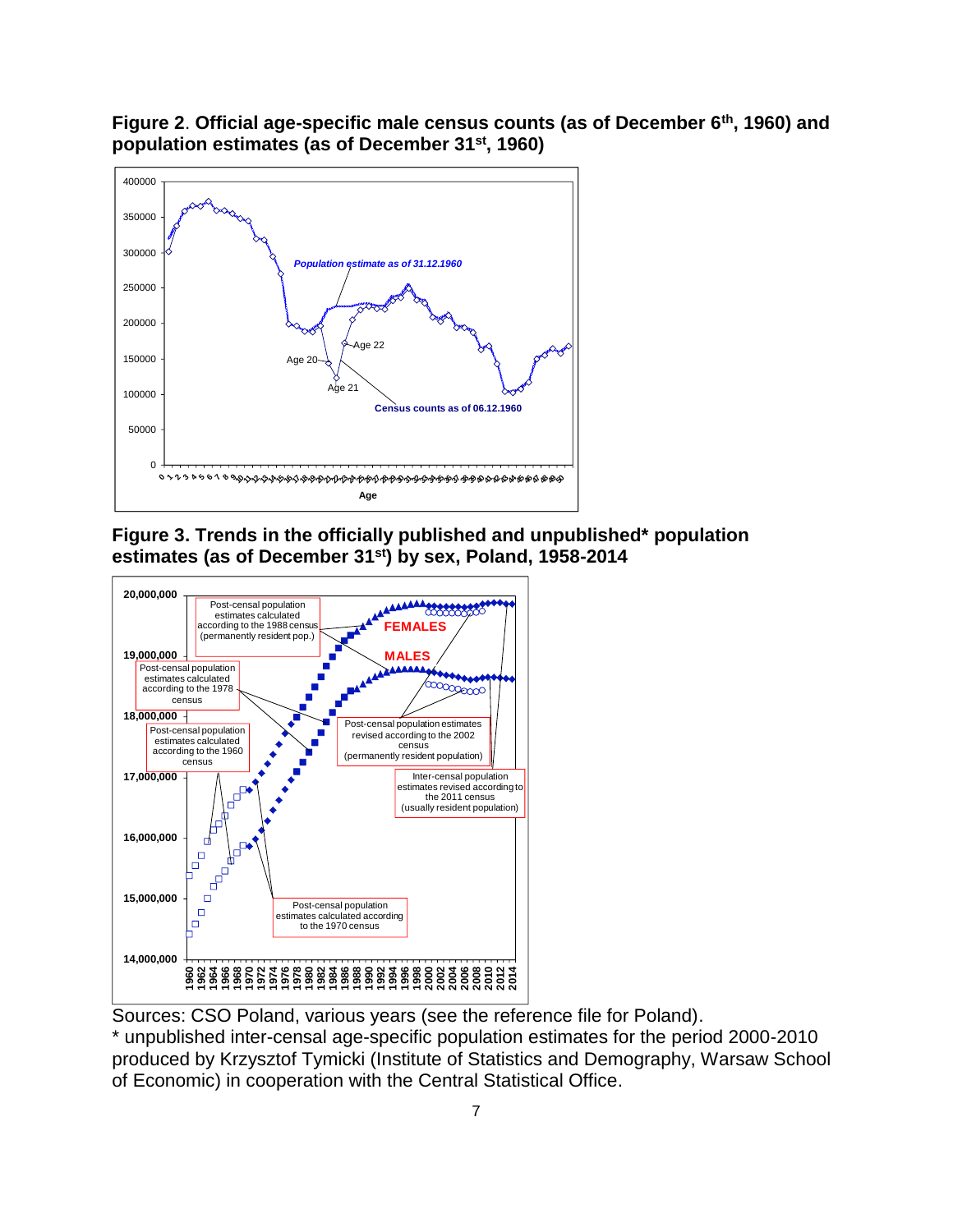**Figure 2**. **Official age-specific male census counts (as of December 6th, 1960) and population estimates (as of December 31st, 1960)**

**Figure 3. Trends in the officially published and unpublished* population estimates (as of December 31st) by sex, Poland, 1958-2014**

Sources: CSO Poland, various years (see the reference file for Poland).

* unpublished inter-censal age-specific population estimates for the period 2000-2010 produced by Krzysztof Tymicki (Institute of Statistics and Demography, Warsaw School of Economic) in cooperation with the Central Statistical Office.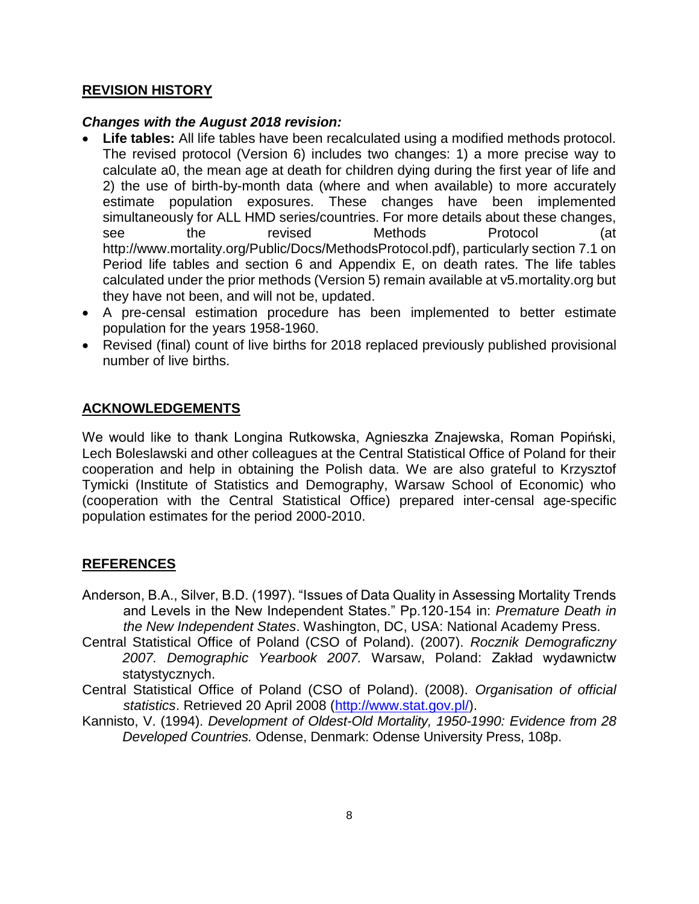## REVISION HISTORY

### *Changes with the August 2018 revision:*

- **Life tables:** All life tables have been recalculated using a modified methods protocol. The revised protocol (Version 6) includes two changes: 1) a more precise way to calculate a0, the mean age at death for children dying during the first year of life and 2) the use of birth-by-month data (where and when available) to more accurately estimate population exposures. These changes have been implemented simultaneously for ALL HMD series/countries. For more details about these changes, see the revised Methods Protocol (at http://www.mortality.org/Public/Docs/MethodsProtocol.pdf), particularly section 7.1 on Period life tables and section 6 and Appendix E, on death rates. The life tables calculated under the prior methods (Version 5) remain available at v5.mortality.org but they have not been, and will not be, updated.
- A pre-censal estimation procedure has been implemented to better estimate population for the years 1958-1960.
- Revised (final) count of live births for 2018 replaced previously published provisional number of live births.

## ACKNOWLEDGEMENTS

We would like to thank Longina Rutkowska, Agnieszka Znajewska, Roman Popiński, Lech Boleslawski and other colleagues at the Central Statistical Office of Poland for their cooperation and help in obtaining the Polish data. We are also grateful to Krzysztof Tymicki (Institute of Statistics and Demography, Warsaw School of Economic) who (cooperation with the Central Statistical Office) prepared inter-censal age-specific population estimates for the period 2000-2010.

## REFERENCES

Anderson, B.A., Silver, B.D. (1997). “Issues of Data Quality in Assessing Mortality Trends and Levels in the New Independent States.” Pp.120-154 in: *Premature Death in the New Independent States*. Washington, DC, USA: National Academy Press.

Central Statistical Office of Poland (CSO of Poland). (2007). *Rocznik Demograficzny 2007. Demographic Yearbook 2007.* Warsaw, Poland: Zakład wydawnictw statystycznych.

Central Statistical Office of Poland (CSO of Poland). (2008). *Organisation of official statistics*. Retrieved 20 April 2008 (http://www.stat.gov.pl/).

Kannisto, V. (1994). *Development of Oldest-Old Mortality, 1950-1990: Evidence from 28 Developed Countries.* Odense, Denmark: Odense University Press, 108p.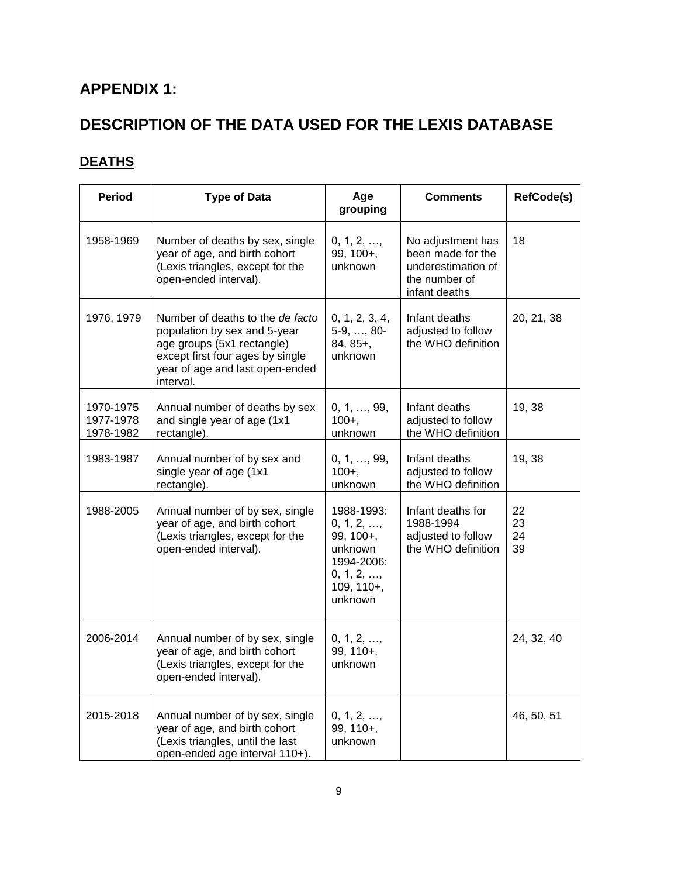## APPENDIX 1:

## DESCRIPTION OF THE DATA USED FOR THE LEXIS DATABASE

### DEATHS

| Period | Type of Data | Age grouping | Comments | RefCode(s) |
|---|---|---|---|---|
| 1958-1969 | Number of deaths by sex, single year of age, and birth cohort (Lexis triangles, except for the open-ended interval). | 0, 1, 2, …, 99, 100+, unknown | No adjustment has been made for the underestimation of the number of infant deaths | 18 |
| 1976, 1979 | Number of deaths to the *de facto* population by sex and 5-year age groups (5x1 rectangle) except first four ages by single year of age and last open-ended interval. | 0, 1, 2, 3, 4, 5-9, …, 80-84, 85+, unknown | Infant deaths adjusted to follow the WHO definition | 20, 21, 38 |
| 1970-1975<br>1977-1978<br>1978-1982 | Annual number of deaths by sex and single year of age (1x1 rectangle). | 0, 1, …, 99, 100+, unknown | Infant deaths adjusted to follow the WHO definition | 19, 38 |
| 1983-1987 | Annual number of by sex and single year of age (1x1 rectangle). | 0, 1, …, 99, 100+, unknown | Infant deaths adjusted to follow the WHO definition | 19, 38 |
| 1988-2005 | Annual number of by sex, single year of age, and birth cohort (Lexis triangles, except for the open-ended interval). | 1988-1993: 0, 1, 2, …, 99, 100+, unknown<br>1994-2006: 0, 1, 2, …, 109, 110+, unknown | Infant deaths for 1988-1994 adjusted to follow the WHO definition | 22<br>23<br>24<br>39 |
| 2006-2014 | Annual number of by sex, single year of age, and birth cohort (Lexis triangles, except for the open-ended interval). | 0, 1, 2, …, 99, 110+, unknown | | 24, 32, 40 |
| 2015-2018 | Annual number of by sex, single year of age, and birth cohort (Lexis triangles, until the last open-ended age interval 110+). | 0, 1, 2, …, 99, 110+, unknown | | 46, 50, 51 |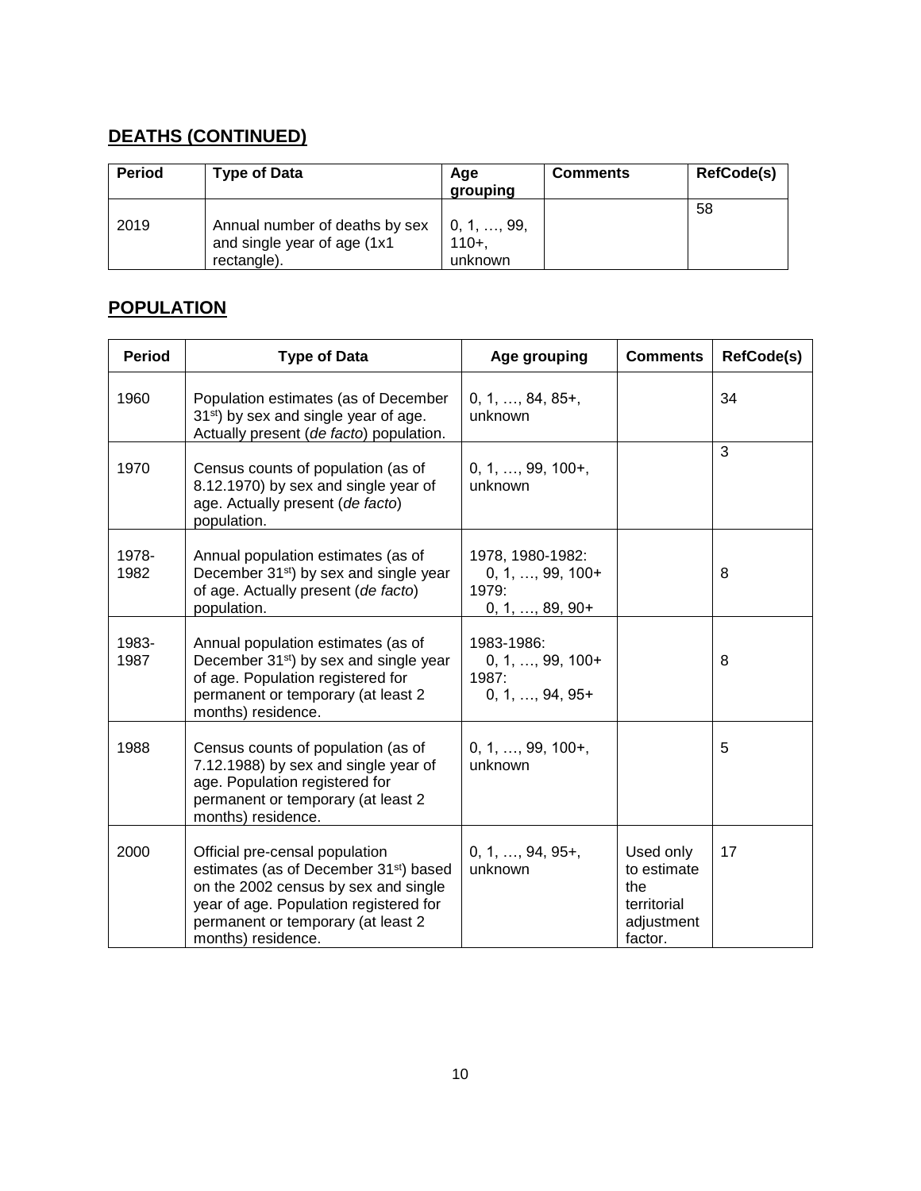## DEATHS (CONTINUED)

| Period | Type of Data | Age grouping | Comments | RefCode(s) |
|---|---|---|---|---|
| 2019 | Annual number of deaths by sex and single year of age (1x1 rectangle). | 0, 1, …, 99, 110+, unknown | | 58 |

## POPULATION

| Period | Type of Data | Age grouping | Comments | RefCode(s) |
|---|---|---|---|---|
| 1960 | Population estimates (as of December 31st) by sex and single year of age. Actually present (*de facto*) population. | 0, 1, …, 84, 85+, unknown | | 34 |
| 1970 | Census counts of population (as of 8.12.1970) by sex and single year of age. Actually present (*de facto*) population. | 0, 1, …, 99, 100+, unknown | | 3 |
| 1978-1982 | Annual population estimates (as of December 31st) by sex and single year of age. Actually present (*de facto*) population. | 1978, 1980-1982: 0, 1, …, 99, 100+<br>1979: 0, 1, …, 89, 90+ | | 8 |
| 1983-1987 | Annual population estimates (as of December 31st) by sex and single year of age. Population registered for permanent or temporary (at least 2 months) residence. | 1983-1986: 0, 1, …, 99, 100+<br>1987: 0, 1, …, 94, 95+ | | 8 |
| 1988 | Census counts of population (as of 7.12.1988) by sex and single year of age. Population registered for permanent or temporary (at least 2 months) residence. | 0, 1, …, 99, 100+, unknown | | 5 |
| 2000 | Official pre-censal population estimates (as of December 31st) based on the 2002 census by sex and single year of age. Population registered for permanent or temporary (at least 2 months) residence. | 0, 1, …, 94, 95+, unknown | Used only to estimate the territorial adjustment factor. | 17 |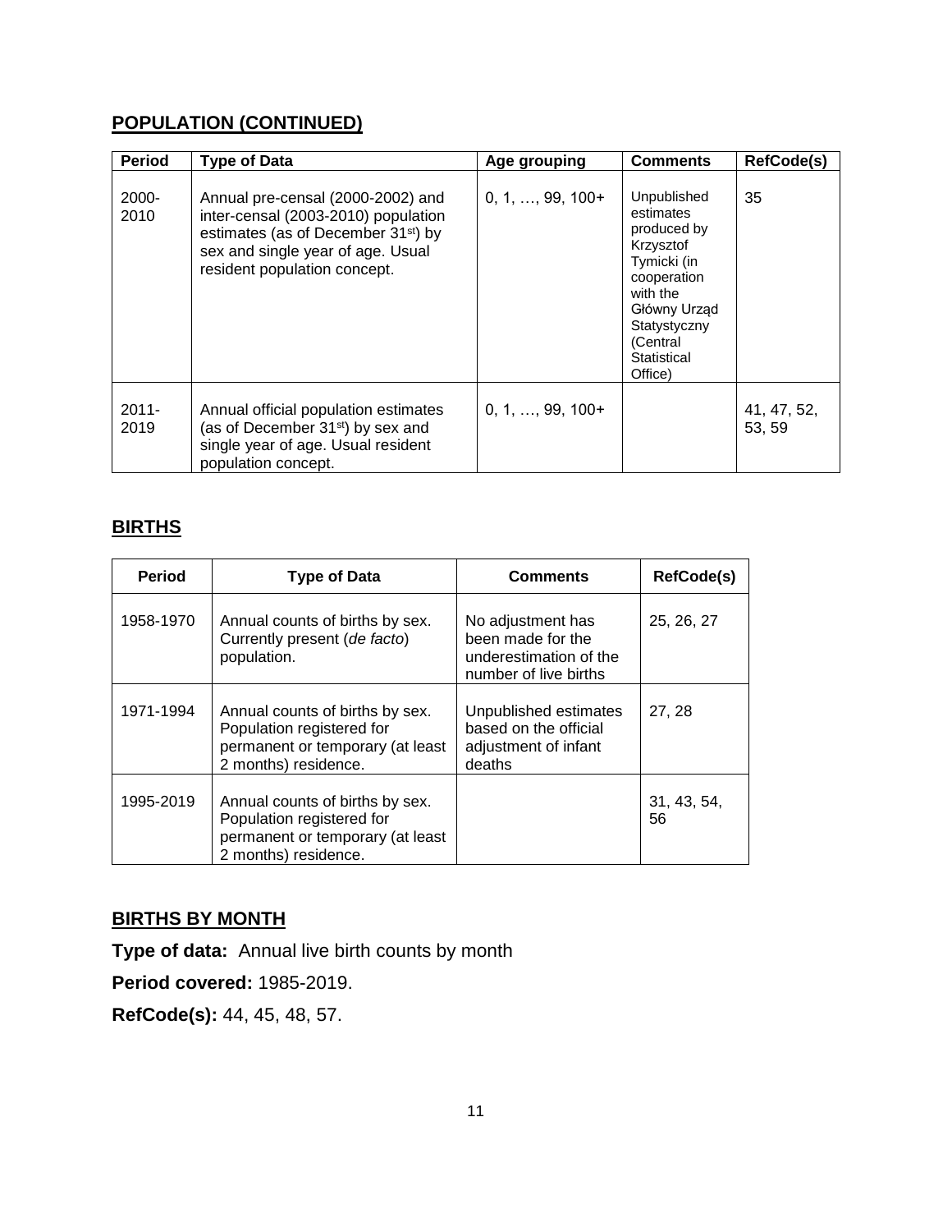## POPULATION (CONTINUED)

| Period | Type of Data | Age grouping | Comments | RefCode(s) |
|---|---|---|---|---|
| 2000-2010 | Annual pre-censal (2000-2002) and inter-censal (2003-2010) population estimates (as of December 31[st]) by sex and single year of age. Usual resident population concept. | 0, 1, …, 99, 100+ | Unpublished estimates produced by Krzysztof Tymicki (in cooperation with the Główny Urząd Statystyczny (Central Statistical Office) | 35 |
| 2011-2019 | Annual official population estimates (as of December 31[st]) by sex and single year of age. Usual resident population concept. | 0, 1, …, 99, 100+ | | 41, 47, 52, 53, 59 |

## BIRTHS

| Period | Type of Data | Comments | RefCode(s) |
|---|---|---|---|
| 1958-1970 | Annual counts of births by sex. Currently present (*de facto*) population. | No adjustment has been made for the underestimation of the number of live births | 25, 26, 27 |
| 1971-1994 | Annual counts of births by sex. Population registered for permanent or temporary (at least 2 months) residence. | Unpublished estimates based on the official adjustment of infant deaths | 27, 28 |
| 1995-2019 | Annual counts of births by sex. Population registered for permanent or temporary (at least 2 months) residence. | | 31, 43, 54, 56 |

## BIRTHS BY MONTH

**Type of data:** Annual live birth counts by month

**Period covered:** 1985-2019.

**RefCode(s):** 44, 45, 48, 57.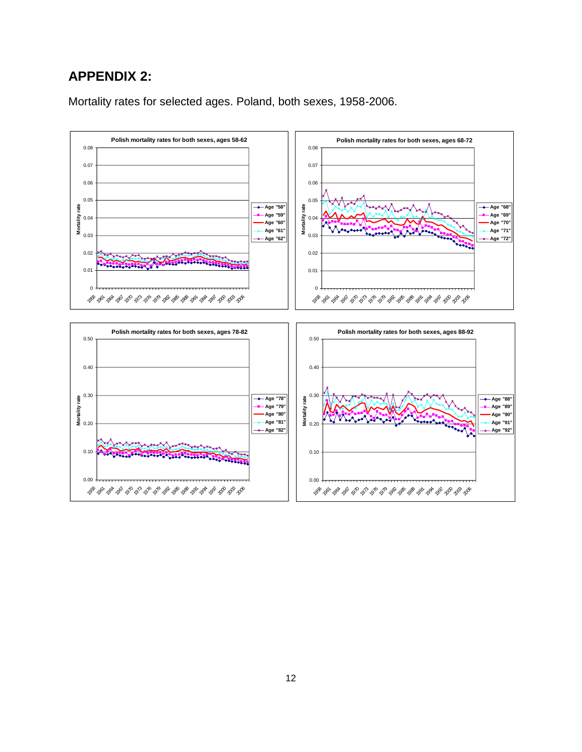## APPENDIX 2:

Mortality rates for selected ages. Poland, both sexes, 1958-2006.

**Polish mortality rates for both sexes, ages 58-62**

Mortality rate

0.08
0.07
0.06
0.05
0.04
0.03
0.02
0.01
0

1958 1961 1964 1967 1970 1973 1976 1979 1982 1985 1988 1991 1994 1997 2000 2003 2006

Age "58"
Age "59"
Age "60"
Age "61"
Age "62"

**Polish mortality rates for both sexes, ages 68-72**

Mortality rate

0.08
0.07
0.06
0.05
0.04
0.03
0.02
0.01
0

1958 1961 1964 1967 1970 1973 1976 1979 1982 1985 1988 1991 1994 1997 2000 2003 2006

Age "68"
Age "69"
Age "70"
Age "71"
Age "72"

**Polish mortality rates for both sexes, ages 78-82**

Mortality rate

0.50
0.40
0.30
0.20
0.10
0.00

1958 1961 1964 1967 1970 1973 1976 1979 1982 1985 1988 1991 1994 1997 2000 2003 2006

Age "78"
Age "79"
Age "80"
Age "81"
Age "82"

**Polish mortality rates for both sexes, ages 88-92**

Mortality rate

0.50
0.40
0.30
0.20
0.10
0.00

1958 1961 1964 1967 1970 1973 1976 1979 1982 1985 1988 1991 1994 1997 2000 2003 2006

Age "88"
Age "89"
Age "90"
Age "91"
Age "92"